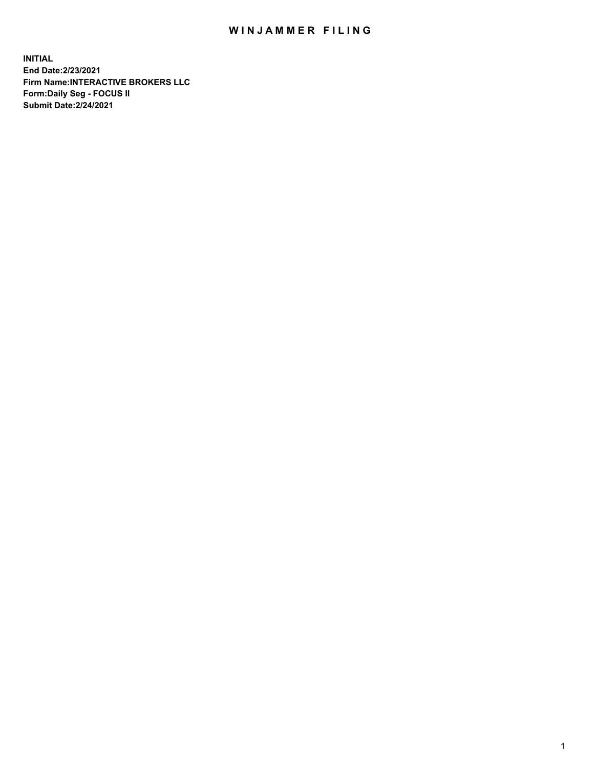# WINJAMMER FILING

**INITIAL**
**End Date:2/23/2021**
**Firm Name:INTERACTIVE BROKERS LLC**
**Form:Daily Seg - FOCUS II**
**Submit Date:2/24/2021**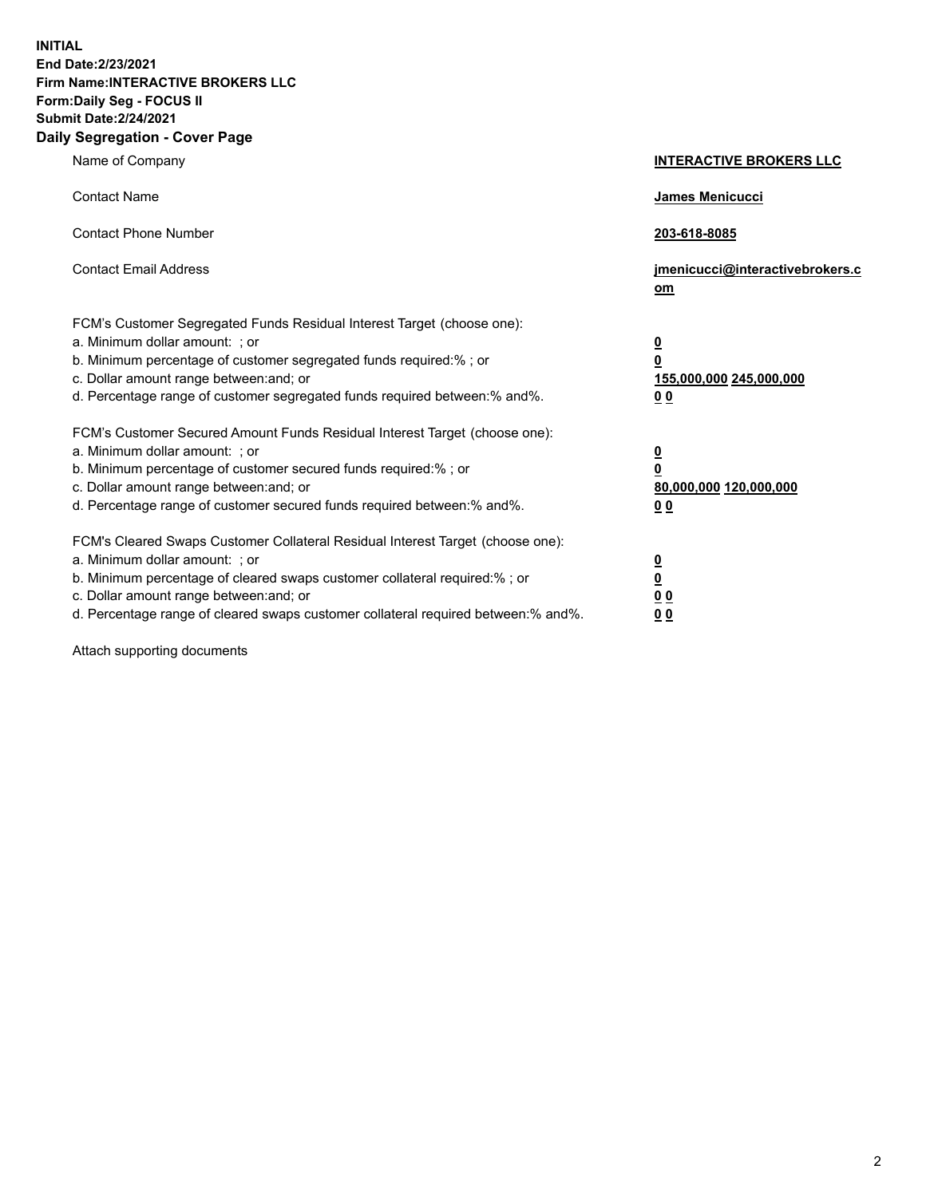**INITIAL**
**End Date:2/23/2021**
**Firm Name:INTERACTIVE BROKERS LLC**
**Form:Daily Seg - FOCUS II**
**Submit Date:2/24/2021**

## Daily Segregation - Cover Page

| | |
|---|---|
| Name of Company | **INTERACTIVE BROKERS LLC** |
| Contact Name | **James Menicucci** |
| Contact Phone Number | **203-618-8085** |
| Contact Email Address | **jmenicucci@interactivebrokers.com** |

FCM's Customer Segregated Funds Residual Interest Target (choose one):

| | |
|---|---|
| a. Minimum dollar amount: ; or | **0** |
| b. Minimum percentage of customer segregated funds required:% ; or | **0** |
| c. Dollar amount range between:and; or | **155,000,000 245,000,000** |
| d. Percentage range of customer segregated funds required between:% and%. | **0 0** |

FCM's Customer Secured Amount Funds Residual Interest Target (choose one):

| | |
|---|---|
| a. Minimum dollar amount: ; or | **0** |
| b. Minimum percentage of customer secured funds required:% ; or | **0** |
| c. Dollar amount range between:and; or | **80,000,000 120,000,000** |
| d. Percentage range of customer secured funds required between:% and%. | **0 0** |

FCM's Cleared Swaps Customer Collateral Residual Interest Target (choose one):

| | |
|---|---|
| a. Minimum dollar amount: ; or | **0** |
| b. Minimum percentage of cleared swaps customer collateral required:% ; or | **0** |
| c. Dollar amount range between:and; or | **0 0** |
| d. Percentage range of cleared swaps customer collateral required between:% and%. | **0 0** |

Attach supporting documents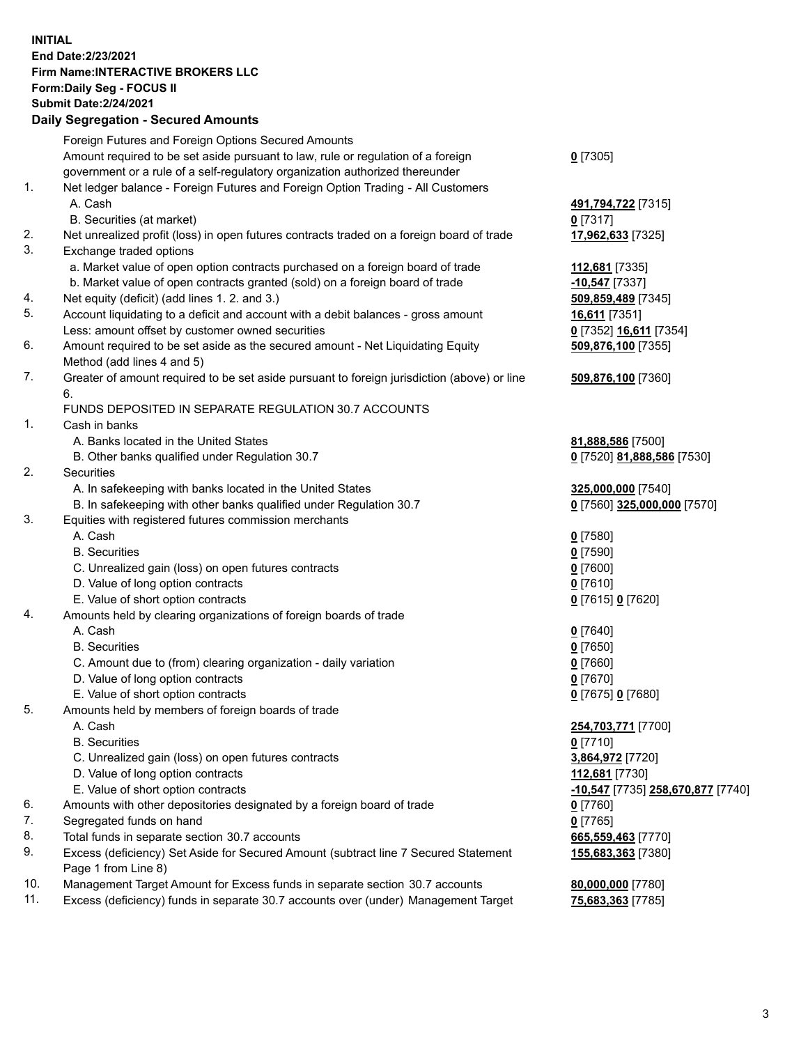**INITIAL**
**End Date:2/23/2021**
**Firm Name:INTERACTIVE BROKERS LLC**
**Form:Daily Seg - FOCUS II**
**Submit Date:2/24/2021**

## Daily Segregation - Secured Amounts

| | | |
|---|---|---|
| | Foreign Futures and Foreign Options Secured Amounts | |
| | Amount required to be set aside pursuant to law, rule or regulation of a foreign government or a rule of a self-regulatory organization authorized thereunder | **0** [7305] |
| 1. | Net ledger balance - Foreign Futures and Foreign Option Trading - All Customers | |
| | A. Cash | **491,794,722** [7315] |
| | B. Securities (at market) | **0** [7317] |
| 2. | Net unrealized profit (loss) in open futures contracts traded on a foreign board of trade | **17,962,633** [7325] |
| 3. | Exchange traded options | |
| | a. Market value of open option contracts purchased on a foreign board of trade | **112,681** [7335] |
| | b. Market value of open contracts granted (sold) on a foreign board of trade | **-10,547** [7337] |
| 4. | Net equity (deficit) (add lines 1. 2. and 3.) | **509,859,489** [7345] |
| 5. | Account liquidating to a deficit and account with a debit balances - gross amount | **16,611** [7351] |
| | Less: amount offset by customer owned securities | **0** [7352] **16,611** [7354] |
| 6. | Amount required to be set aside as the secured amount - Net Liquidating Equity Method (add lines 4 and 5) | **509,876,100** [7355] |
| 7. | Greater of amount required to be set aside pursuant to foreign jurisdiction (above) or line 6. | **509,876,100** [7360] |
| | FUNDS DEPOSITED IN SEPARATE REGULATION 30.7 ACCOUNTS | |
| 1. | Cash in banks | |
| | A. Banks located in the United States | **81,888,586** [7500] |
| | B. Other banks qualified under Regulation 30.7 | **0** [7520] **81,888,586** [7530] |
| 2. | Securities | |
| | A. In safekeeping with banks located in the United States | **325,000,000** [7540] |
| | B. In safekeeping with other banks qualified under Regulation 30.7 | **0** [7560] **325,000,000** [7570] |
| 3. | Equities with registered futures commission merchants | |
| | A. Cash | **0** [7580] |
| | B. Securities | **0** [7590] |
| | C. Unrealized gain (loss) on open futures contracts | **0** [7600] |
| | D. Value of long option contracts | **0** [7610] |
| | E. Value of short option contracts | **0** [7615] **0** [7620] |
| 4. | Amounts held by clearing organizations of foreign boards of trade | |
| | A. Cash | **0** [7640] |
| | B. Securities | **0** [7650] |
| | C. Amount due to (from) clearing organization - daily variation | **0** [7660] |
| | D. Value of long option contracts | **0** [7670] |
| | E. Value of short option contracts | **0** [7675] **0** [7680] |
| 5. | Amounts held by members of foreign boards of trade | |
| | A. Cash | **254,703,771** [7700] |
| | B. Securities | **0** [7710] |
| | C. Unrealized gain (loss) on open futures contracts | **3,864,972** [7720] |
| | D. Value of long option contracts | **112,681** [7730] |
| | E. Value of short option contracts | **-10,547** [7735] **258,670,877** [7740] |
| 6. | Amounts with other depositories designated by a foreign board of trade | **0** [7760] |
| 7. | Segregated funds on hand | **0** [7765] |
| 8. | Total funds in separate section 30.7 accounts | **665,559,463** [7770] |
| 9. | Excess (deficiency) Set Aside for Secured Amount (subtract line 7 Secured Statement Page 1 from Line 8) | **155,683,363** [7380] |
| 10. | Management Target Amount for Excess funds in separate section 30.7 accounts | **80,000,000** [7780] |
| 11. | Excess (deficiency) funds in separate 30.7 accounts over (under) Management Target | **75,683,363** [7785] |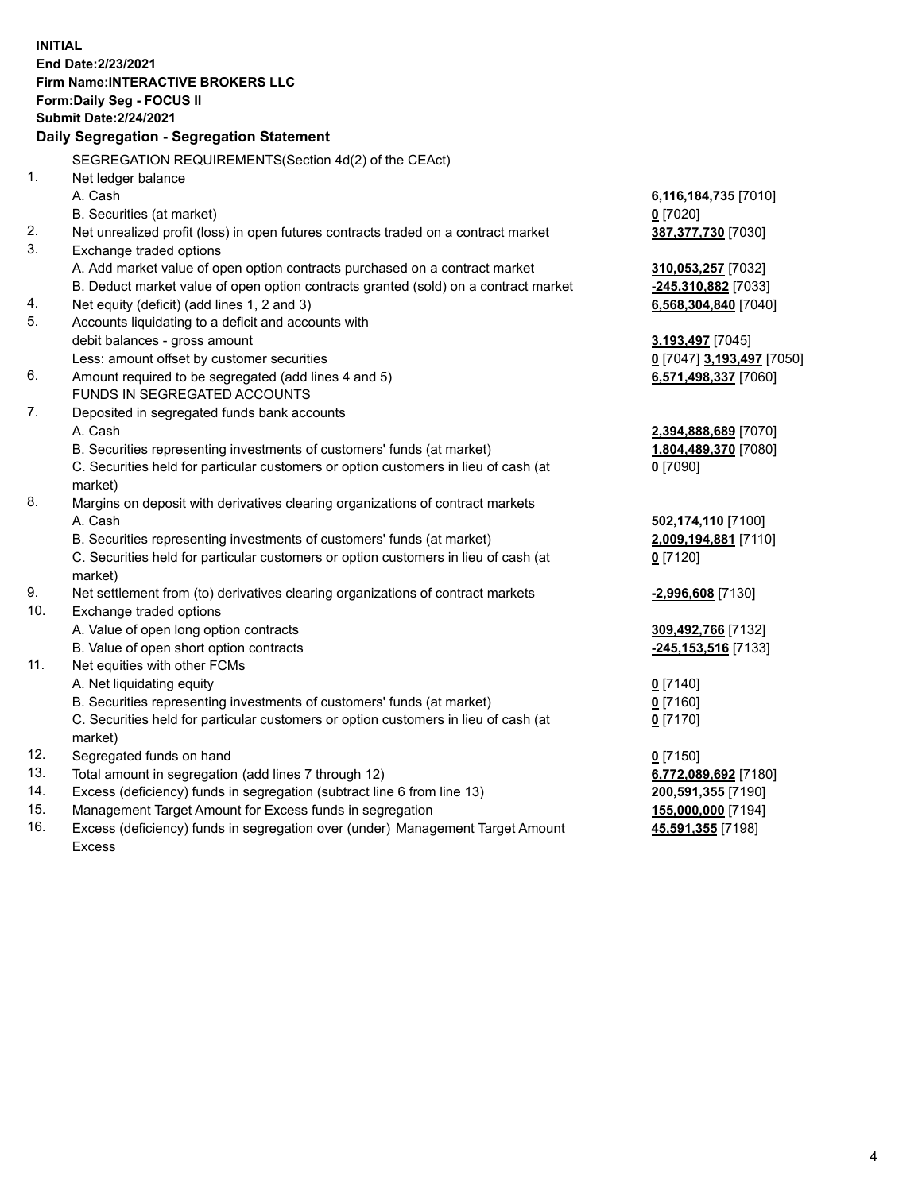**INITIAL**
**End Date:2/23/2021**
**Firm Name:INTERACTIVE BROKERS LLC**
**Form:Daily Seg - FOCUS II**
**Submit Date:2/24/2021**

## Daily Segregation - Segregation Statement

SEGREGATION REQUIREMENTS(Section 4d(2) of the CEAct)

| | | |
|---|---|---|
| 1. | Net ledger balance | |
| | A. Cash | **6,116,184,735** [7010] |
| | B. Securities (at market) | **0** [7020] |
| 2. | Net unrealized profit (loss) in open futures contracts traded on a contract market | **387,377,730** [7030] |
| 3. | Exchange traded options | |
| | A. Add market value of open option contracts purchased on a contract market | **310,053,257** [7032] |
| | B. Deduct market value of open option contracts granted (sold) on a contract market | **-245,310,882** [7033] |
| 4. | Net equity (deficit) (add lines 1, 2 and 3) | **6,568,304,840** [7040] |
| 5. | Accounts liquidating to a deficit and accounts with | |
| | debit balances - gross amount | **3,193,497** [7045] |
| | Less: amount offset by customer securities | **0** [7047] **3,193,497** [7050] |
| 6. | Amount required to be segregated (add lines 4 and 5) | **6,571,498,337** [7060] |
| | FUNDS IN SEGREGATED ACCOUNTS | |
| 7. | Deposited in segregated funds bank accounts | |
| | A. Cash | **2,394,888,689** [7070] |
| | B. Securities representing investments of customers' funds (at market) | **1,804,489,370** [7080] |
| | C. Securities held for particular customers or option customers in lieu of cash (at market) | **0** [7090] |
| 8. | Margins on deposit with derivatives clearing organizations of contract markets | |
| | A. Cash | **502,174,110** [7100] |
| | B. Securities representing investments of customers' funds (at market) | **2,009,194,881** [7110] |
| | C. Securities held for particular customers or option customers in lieu of cash (at market) | **0** [7120] |
| 9. | Net settlement from (to) derivatives clearing organizations of contract markets | **-2,996,608** [7130] |
| 10. | Exchange traded options | |
| | A. Value of open long option contracts | **309,492,766** [7132] |
| | B. Value of open short option contracts | **-245,153,516** [7133] |
| 11. | Net equities with other FCMs | |
| | A. Net liquidating equity | **0** [7140] |
| | B. Securities representing investments of customers' funds (at market) | **0** [7160] |
| | C. Securities held for particular customers or option customers in lieu of cash (at market) | **0** [7170] |
| 12. | Segregated funds on hand | **0** [7150] |
| 13. | Total amount in segregation (add lines 7 through 12) | **6,772,089,692** [7180] |
| 14. | Excess (deficiency) funds in segregation (subtract line 6 from line 13) | **200,591,355** [7190] |
| 15. | Management Target Amount for Excess funds in segregation | **155,000,000** [7194] |
| 16. | Excess (deficiency) funds in segregation over (under) Management Target Amount Excess | **45,591,355** [7198] |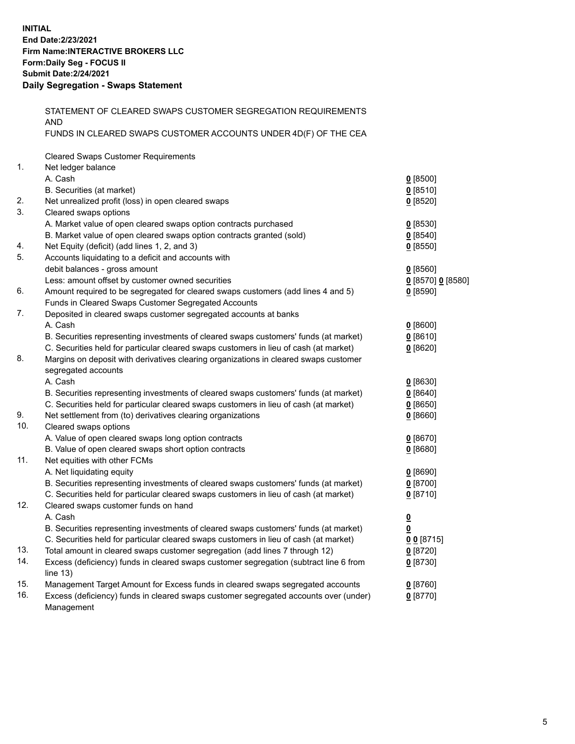**INITIAL**
**End Date:2/23/2021**
**Firm Name:INTERACTIVE BROKERS LLC**
**Form:Daily Seg - FOCUS II**
**Submit Date:2/24/2021**
**Daily Segregation - Swaps Statement**

STATEMENT OF CLEARED SWAPS CUSTOMER SEGREGATION REQUIREMENTS AND FUNDS IN CLEARED SWAPS CUSTOMER ACCOUNTS UNDER 4D(F) OF THE CEA

| | | |
|---|---|---|
| | Cleared Swaps Customer Requirements | |
| 1. | Net ledger balance | |
| | A. Cash | 0 [8500] |
| | B. Securities (at market) | 0 [8510] |
| 2. | Net unrealized profit (loss) in open cleared swaps | 0 [8520] |
| 3. | Cleared swaps options | |
| | A. Market value of open cleared swaps option contracts purchased | 0 [8530] |
| | B. Market value of open cleared swaps option contracts granted (sold) | 0 [8540] |
| 4. | Net Equity (deficit) (add lines 1, 2, and 3) | 0 [8550] |
| 5. | Accounts liquidating to a deficit and accounts with debit balances - gross amount | 0 [8560] |
| | Less: amount offset by customer owned securities | 0 [8570] 0 [8580] |
| 6. | Amount required to be segregated for cleared swaps customers (add lines 4 and 5) | 0 [8590] |
| | Funds in Cleared Swaps Customer Segregated Accounts | |
| 7. | Deposited in cleared swaps customer segregated accounts at banks | |
| | A. Cash | 0 [8600] |
| | B. Securities representing investments of cleared swaps customers' funds (at market) | 0 [8610] |
| | C. Securities held for particular cleared swaps customers in lieu of cash (at market) | 0 [8620] |
| 8. | Margins on deposit with derivatives clearing organizations in cleared swaps customer segregated accounts | |
| | A. Cash | 0 [8630] |
| | B. Securities representing investments of cleared swaps customers' funds (at market) | 0 [8640] |
| | C. Securities held for particular cleared swaps customers in lieu of cash (at market) | 0 [8650] |
| 9. | Net settlement from (to) derivatives clearing organizations | 0 [8660] |
| 10. | Cleared swaps options | |
| | A. Value of open cleared swaps long option contracts | 0 [8670] |
| | B. Value of open cleared swaps short option contracts | 0 [8680] |
| 11. | Net equities with other FCMs | |
| | A. Net liquidating equity | 0 [8690] |
| | B. Securities representing investments of cleared swaps customers' funds (at market) | 0 [8700] |
| | C. Securities held for particular cleared swaps customers in lieu of cash (at market) | 0 [8710] |
| 12. | Cleared swaps customer funds on hand | |
| | A. Cash | 0 |
| | B. Securities representing investments of cleared swaps customers' funds (at market) | 0 |
| | C. Securities held for particular cleared swaps customers in lieu of cash (at market) | 0 0 [8715] |
| 13. | Total amount in cleared swaps customer segregation (add lines 7 through 12) | 0 [8720] |
| 14. | Excess (deficiency) funds in cleared swaps customer segregation (subtract line 6 from line 13) | 0 [8730] |
| 15. | Management Target Amount for Excess funds in cleared swaps segregated accounts | 0 [8760] |
| 16. | Excess (deficiency) funds in cleared swaps customer segregated accounts over (under) Management | 0 [8770] |